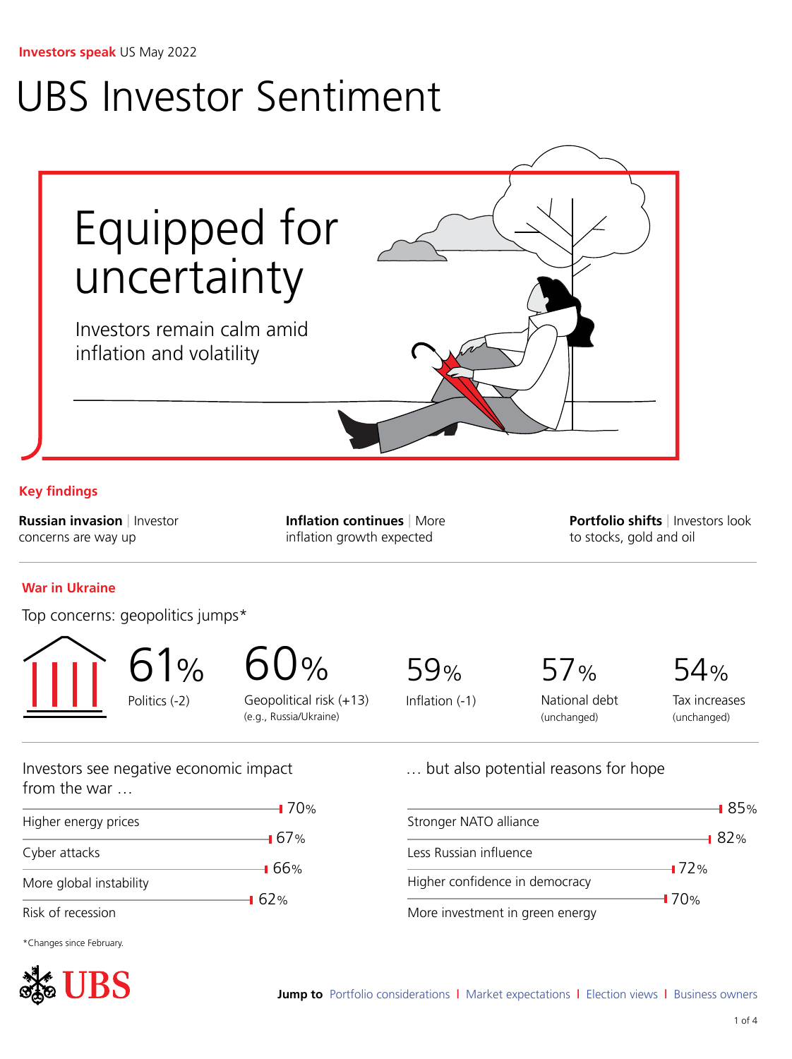**Investors speak** US May 2022

# UBS Investor Sentiment

## Equipped for uncertainty

Investors remain calm amid inflation and volatility

### Key findings

**Russian invasion** | Investor concerns are way up

**Inflation continues** | More inflation growth expected

**Portfolio shifts** | Investors look to stocks, gold and oil

### War in Ukraine

Top concerns: geopolitics jumps*

| 61% | 60% | 59% | 57% | 54% |
|---|---|---|---|---|
| Politics (-2) | Geopolitical risk (+13) (e.g., Russia/Ukraine) | Inflation (-1) | National debt (unchanged) | Tax increases (unchanged) |

Investors see negative economic impact from the war …

| Impact | % |
|---|---|
| Higher energy prices | 70% |
| Cyber attacks | 67% |
| More global instability | 66% |
| Risk of recession | 62% |

… but also potential reasons for hope

| Reason | % |
|---|---|
| Stronger NATO alliance | 85% |
| Less Russian influence | 82% |
| Higher confidence in democracy | 72% |
| More investment in green energy | 70% |

*Changes since February.

**Jump to** Portfolio considerations | Market expectations | Election views | Business owners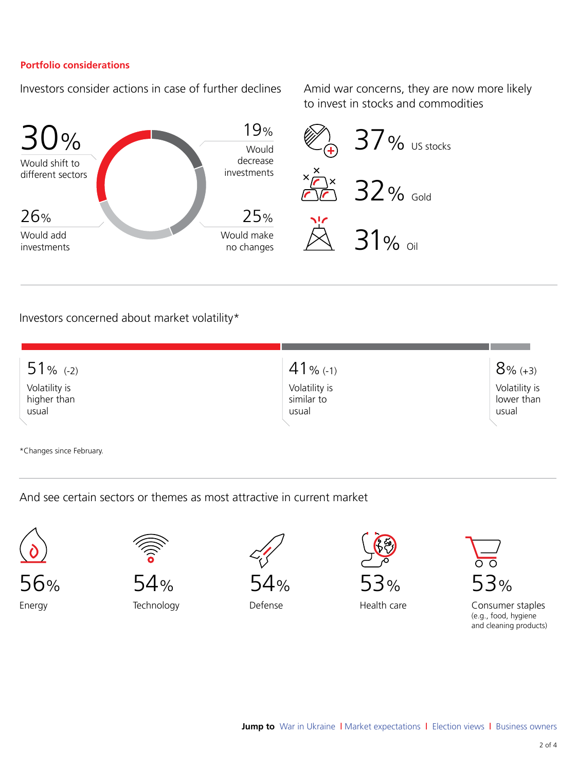## Portfolio considerations

### Investors consider actions in case of further declines

- 30% Would shift to different sectors
- 19% Would decrease investments
- 26% Would add investments
- 25% Would make no changes

### Amid war concerns, they are now more likely to invest in stocks and commodities

- 37% US stocks
- 32% Gold
- 31% Oil

### Investors concerned about market volatility*

- 51% (-2) Volatility is higher than usual
- 41% (-1) Volatility is similar to usual
- 8% (+3) Volatility is lower than usual

*Changes since February.

### And see certain sectors or themes as most attractive in current market

- 56% Energy
- 54% Technology
- 54% Defense
- 53% Health care
- 53% Consumer staples (e.g., food, hygiene and cleaning products)

**Jump to** War in Ukraine | Market expectations | Election views | Business owners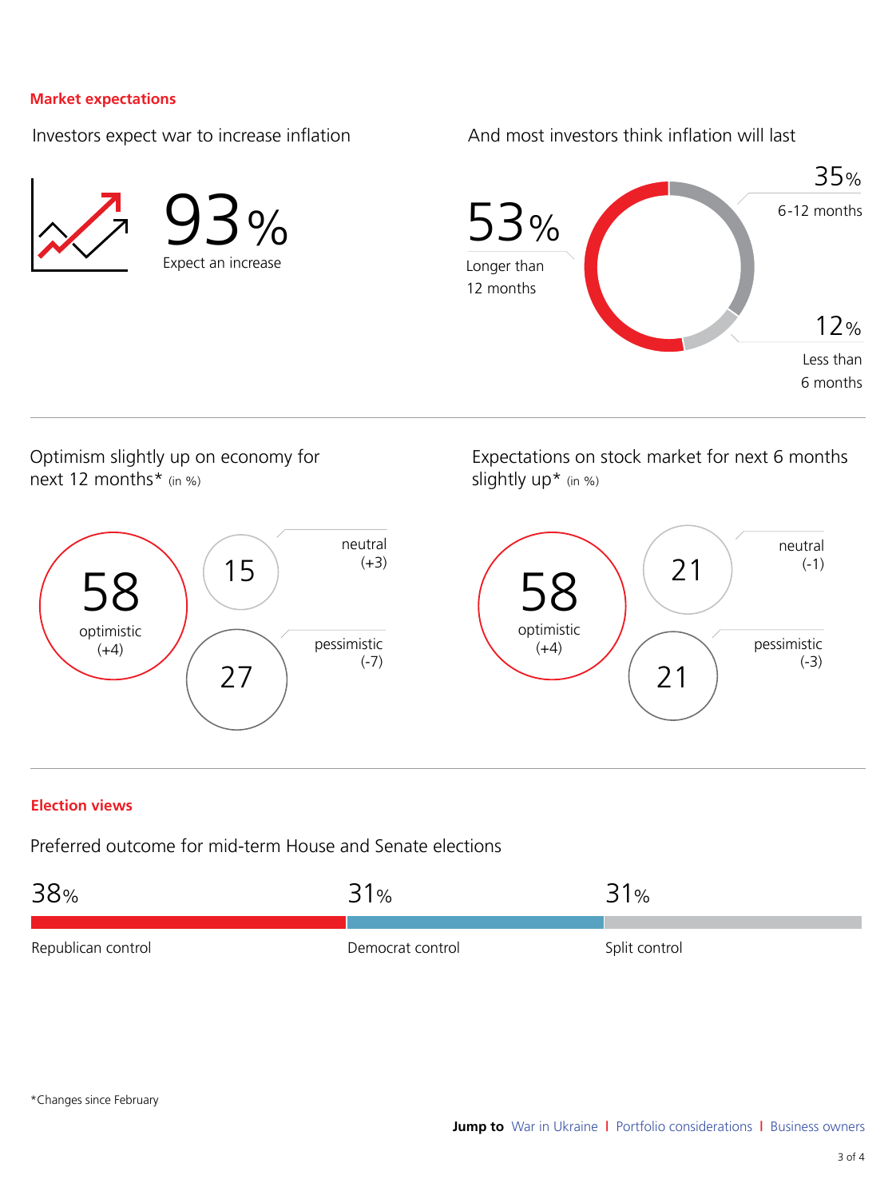## Market expectations

### Investors expect war to increase inflation

93% Expect an increase

### And most investors think inflation will last

53% Longer than 12 months

35% 6-12 months

12% Less than 6 months

### Optimism slightly up on economy for next 12 months* (in %)

58 optimistic (+4)

15 neutral (+3)

27 pessimistic (-7)

### Expectations on stock market for next 6 months slightly up* (in %)

58 optimistic (+4)

21 neutral (-1)

21 pessimistic (-3)

## Election views

### Preferred outcome for mid-term House and Senate elections

| Republican control | Democrat control | Split control |
|---|---|---|
| 38% | 31% | 31% |

*Changes since February

**Jump to** War in Ukraine | Portfolio considerations | Business owners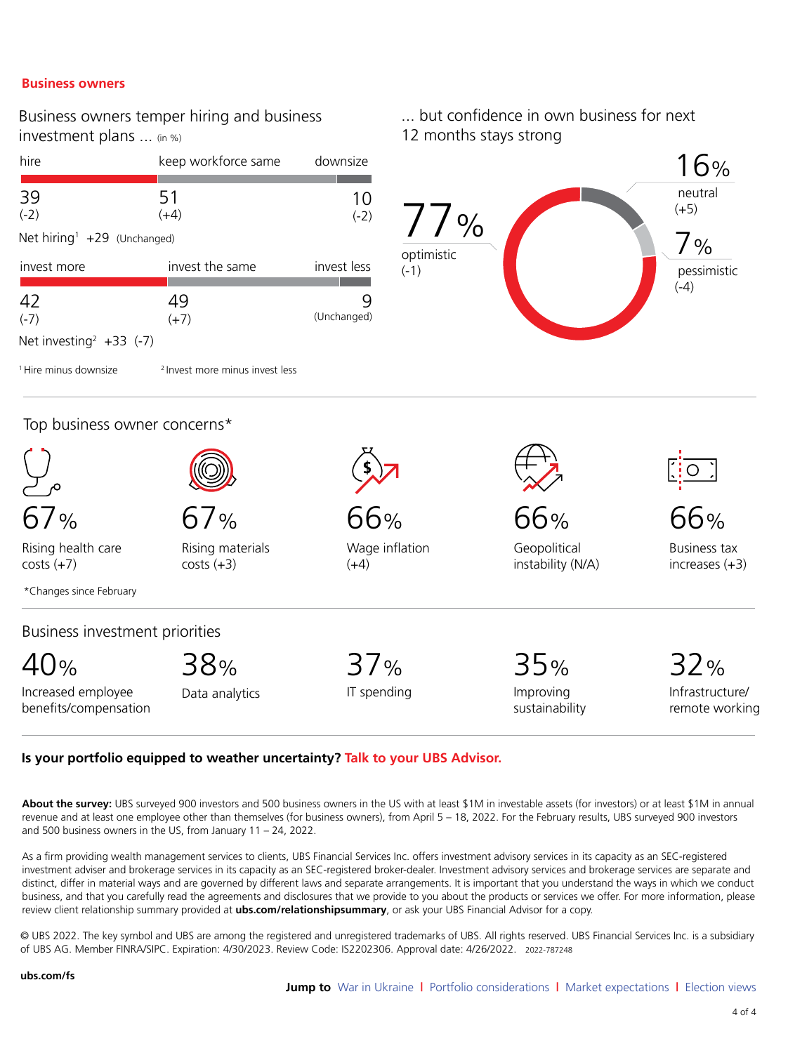**Business owners**

## Business owners temper hiring and business investment plans ... (in %)

hire | keep workforce same | downsize

39 (-2) | 51 (+4) | 10 (-2)

Net hiring[1] +29 (Unchanged)

invest more | invest the same | invest less

42 (-7) | 49 (+7) | 9 (Unchanged)

Net investing[2] +33 (-7)

[1] Hire minus downsize

[2] Invest more minus invest less

## ... but confidence in own business for next 12 months stays strong

77% optimistic (-1)

16% neutral (+5)

7% pessimistic (-4)

## Top business owner concerns*

67% Rising health care costs (+7)

67% Rising materials costs (+3)

66% Wage inflation (+4)

66% Geopolitical instability (N/A)

66% Business tax increases (+3)

*Changes since February

## Business investment priorities

40% Increased employee benefits/compensation

38% Data analytics

37% IT spending

35% Improving sustainability

32% Infrastructure/ remote working

**Is your portfolio equipped to weather uncertainty? Talk to your UBS Advisor.**

**About the survey:** UBS surveyed 900 investors and 500 business owners in the US with at least $1M in investable assets (for investors) or at least $1M in annual revenue and at least one employee other than themselves (for business owners), from April 5 – 18, 2022. For the February results, UBS surveyed 900 investors and 500 business owners in the US, from January 11 – 24, 2022.

As a firm providing wealth management services to clients, UBS Financial Services Inc. offers investment advisory services in its capacity as an SEC-registered investment adviser and brokerage services in its capacity as an SEC-registered broker-dealer. Investment advisory services and brokerage services are separate and distinct, differ in material ways and are governed by different laws and separate arrangements. It is important that you understand the ways in which we conduct business, and that you carefully read the agreements and disclosures that we provide to you about the products or services we offer. For more information, please review client relationship summary provided at **ubs.com/relationshipsummary**, or ask your UBS Financial Advisor for a copy.

© UBS 2022. The key symbol and UBS are among the registered and unregistered trademarks of UBS. All rights reserved. UBS Financial Services Inc. is a subsidiary of UBS AG. Member FINRA/SIPC. Expiration: 4/30/2023. Review Code: IS2202306. Approval date: 4/26/2022. 2022-787248

**ubs.com/fs**

**Jump to** War in Ukraine | Portfolio considerations | Market expectations | Election views